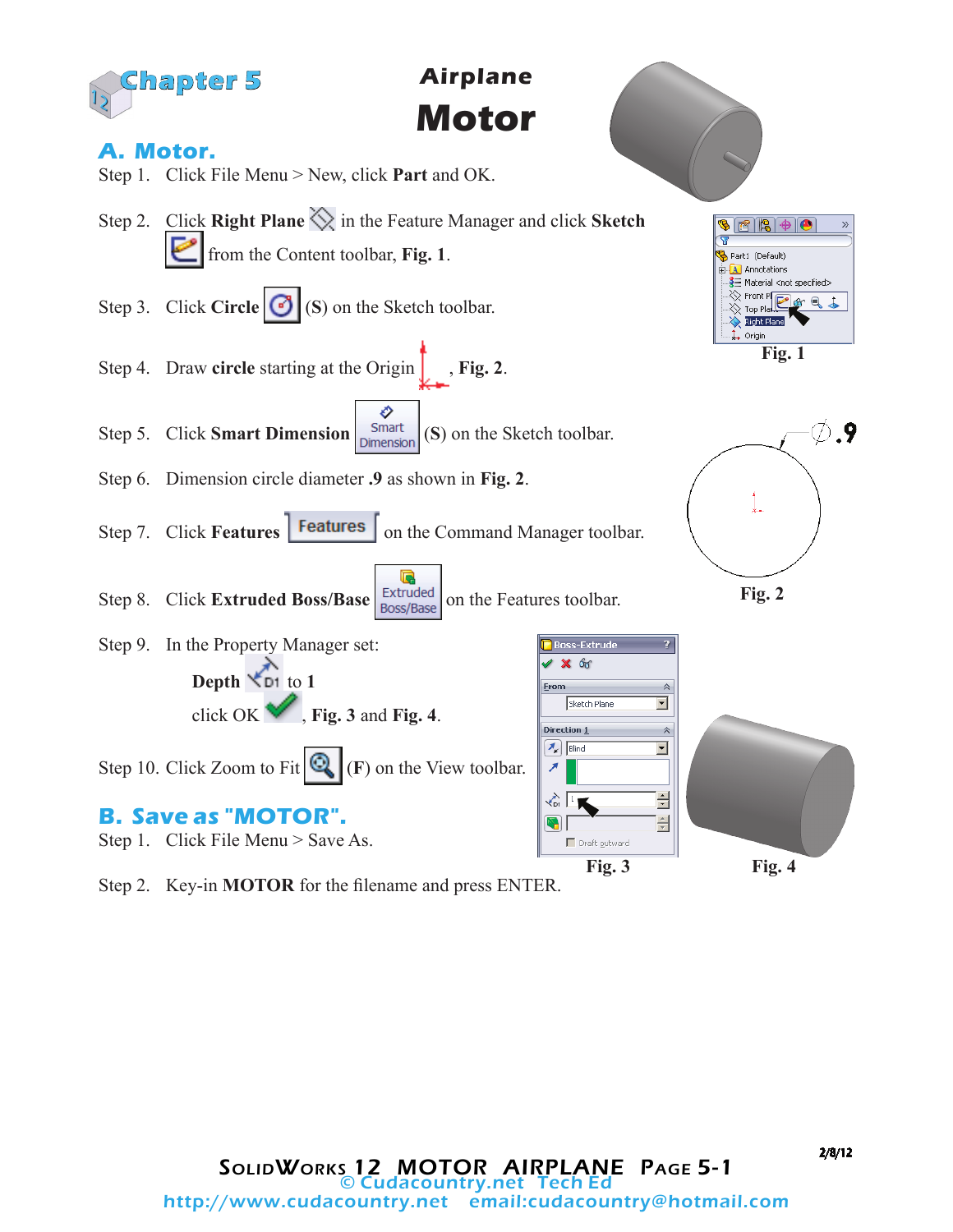# Chapter 5

## Airplane
# Motor

## A. Motor.

Step 1. Click File Menu > New, click **Part** and OK.

Step 2. Click **Right Plane** in the Feature Manager and click **Sketch** from the Content toolbar, **Fig. 1**.

Step 3. Click **Circle** (**S**) on the Sketch toolbar.

Step 4. Draw **circle** starting at the Origin, **Fig. 2**.

Step 5. Click **Smart Dimension** (**S**) on the Sketch toolbar.

Step 6. Dimension circle diameter **.9** as shown in **Fig. 2**.

Step 7. Click **Features** on the Command Manager toolbar.

Step 8. Click **Extruded Boss/Base** on the Features toolbar.

Step 9. In the Property Manager set:

**Depth** to **1**

click OK, **Fig. 3** and **Fig. 4**.

Step 10. Click Zoom to Fit (**F**) on the View toolbar.

**Fig. 1**

**Fig. 2**

**Fig. 3**

**Fig. 4**

## B. Save as "MOTOR".

Step 1. Click File Menu > Save As.

Step 2. Key-in **MOTOR** for the filename and press ENTER.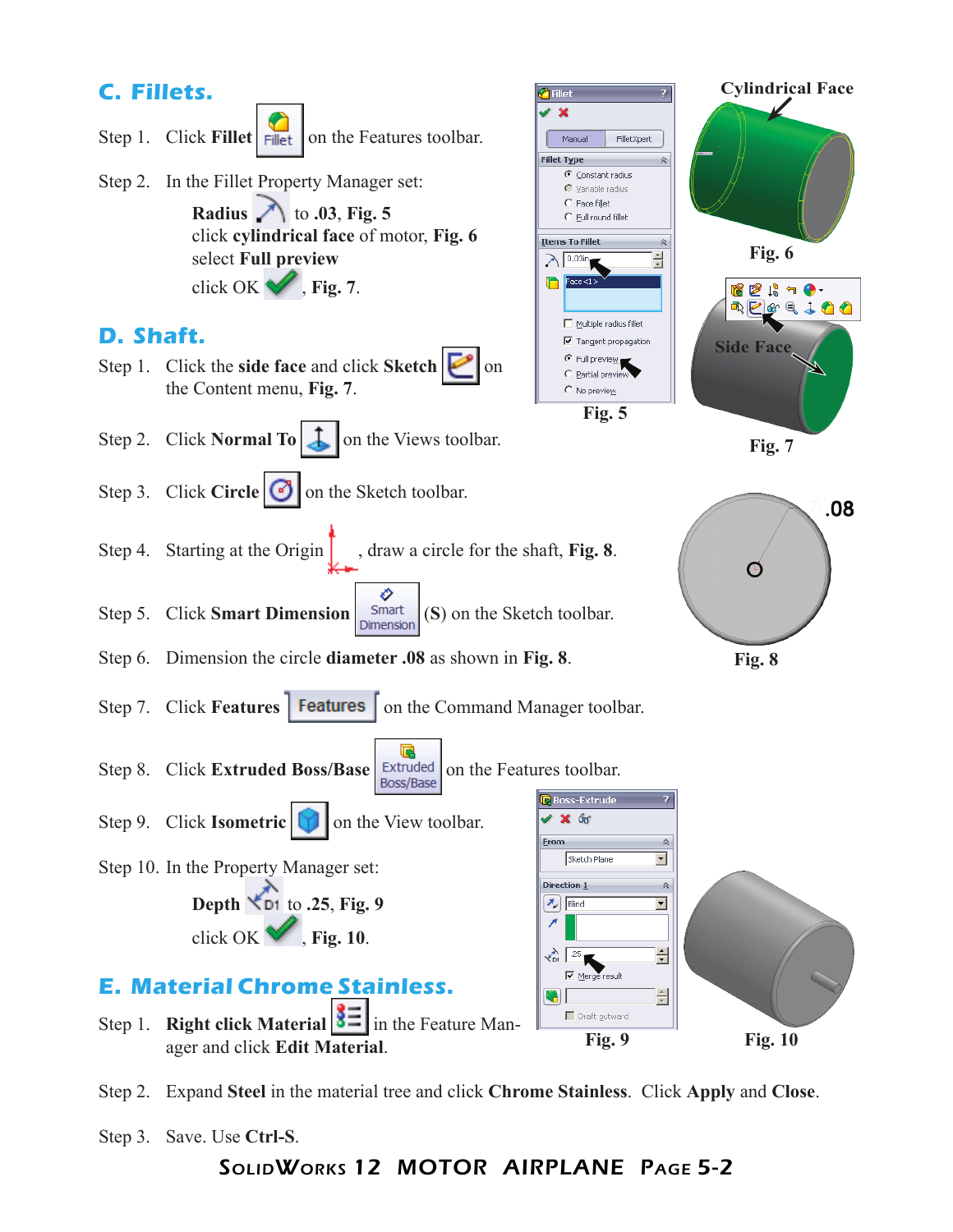## C. Fillets.

Step 1. Click **Fillet** on the Features toolbar.

Step 2. In the Fillet Property Manager set:

**Radius** to **.03**, **Fig. 5**
click **cylindrical face** of motor, **Fig. 6**
select **Full preview**
click OK , **Fig. 7**.

## D. Shaft.

Step 1. Click the **side face** and click **Sketch** on the Content menu, **Fig. 7**.

Step 2. Click **Normal To** on the Views toolbar.

Step 3. Click **Circle** on the Sketch toolbar.

Step 4. Starting at the Origin , draw a circle for the shaft, **Fig. 8**.

Step 5. Click **Smart Dimension** (**S**) on the Sketch toolbar.

Step 6. Dimension the circle **diameter .08** as shown in **Fig. 8**.

Step 7. Click **Features** on the Command Manager toolbar.

Step 8. Click **Extruded Boss/Base** on the Features toolbar.

Step 9. Click **Isometric** on the View toolbar.

Step 10. In the Property Manager set:

**Depth** to **.25**, **Fig. 9**
click OK , **Fig. 10**.

Fig. 5

Cylindrical Face

Fig. 6

Side Face

Fig. 7

.08

Fig. 8

Fig. 9

Fig. 10

## E. Material Chrome Stainless.

Step 1. **Right click Material** in the Feature Manager and click **Edit Material**.

Step 2. Expand **Steel** in the material tree and click **Chrome Stainless**. Click **Apply** and **Close**.

Step 3. Save. Use **Ctrl-S**.